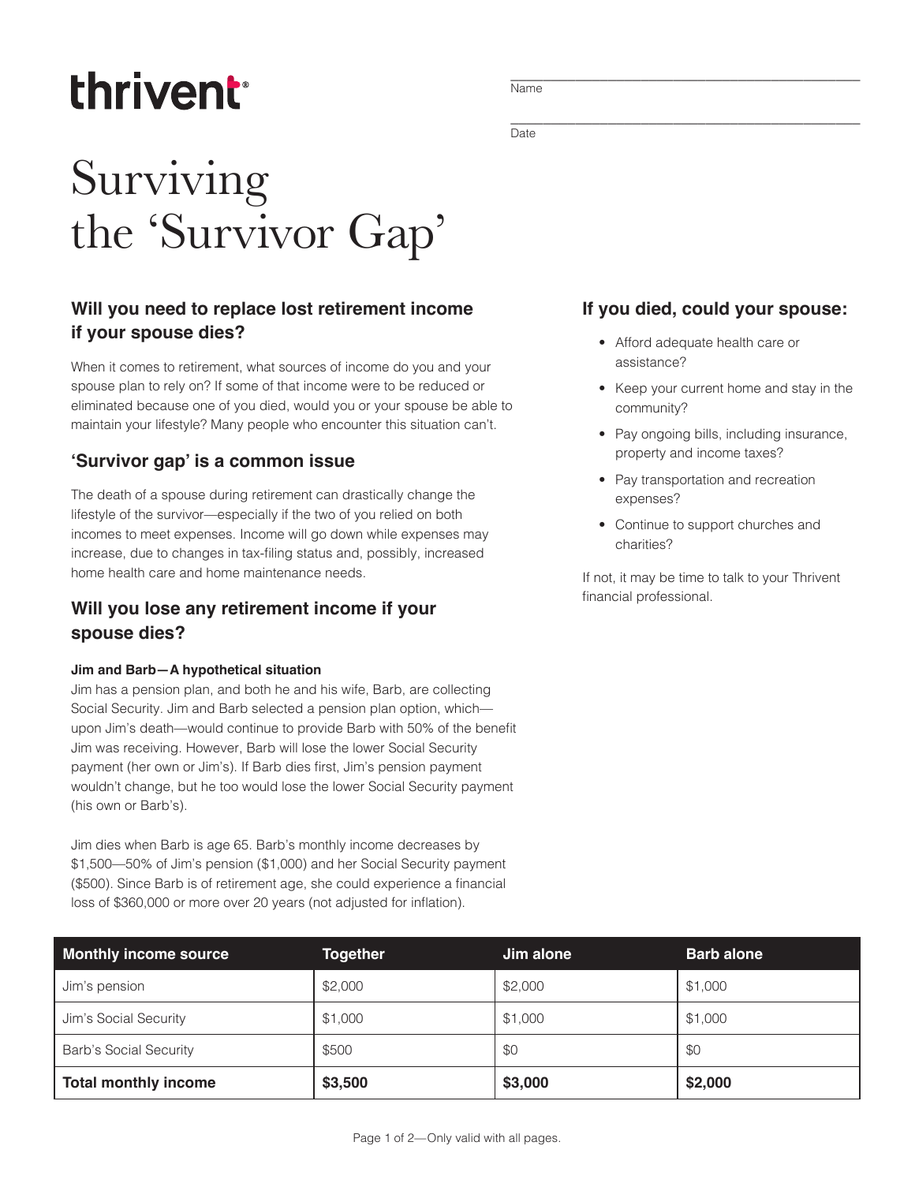thrivent

Name

Date

# Surviving the 'Survivor Gap'

## Will you need to replace lost retirement income if your spouse dies?

When it comes to retirement, what sources of income do you and your spouse plan to rely on? If some of that income were to be reduced or eliminated because one of you died, would you or your spouse be able to maintain your lifestyle? Many people who encounter this situation can't.

## 'Survivor gap' is a common issue

The death of a spouse during retirement can drastically change the lifestyle of the survivor—especially if the two of you relied on both incomes to meet expenses. Income will go down while expenses may increase, due to changes in tax-filing status and, possibly, increased home health care and home maintenance needs.

## Will you lose any retirement income if your spouse dies?

**Jim and Barb—A hypothetical situation**

Jim has a pension plan, and both he and his wife, Barb, are collecting Social Security. Jim and Barb selected a pension plan option, which—upon Jim's death—would continue to provide Barb with 50% of the benefit Jim was receiving. However, Barb will lose the lower Social Security payment (her own or Jim's). If Barb dies first, Jim's pension payment wouldn't change, but he too would lose the lower Social Security payment (his own or Barb's).

Jim dies when Barb is age 65. Barb's monthly income decreases by $1,500—50% of Jim's pension ($1,000) and her Social Security payment ($500). Since Barb is of retirement age, she could experience a financial loss of $360,000 or more over 20 years (not adjusted for inflation).

## If you died, could your spouse:

- Afford adequate health care or assistance?
- Keep your current home and stay in the community?
- Pay ongoing bills, including insurance, property and income taxes?
- Pay transportation and recreation expenses?
- Continue to support churches and charities?

If not, it may be time to talk to your Thrivent financial professional.

| Monthly income source | Together | Jim alone | Barb alone |
|---|---|---|---|
| Jim's pension | $2,000 | $2,000 | $1,000 |
| Jim's Social Security | $1,000 | $1,000 | $1,000 |
| Barb's Social Security | $500 | $0 | $0 |
| **Total monthly income** | **$3,500** | **$3,000** | **$2,000** |

Only valid with all pages.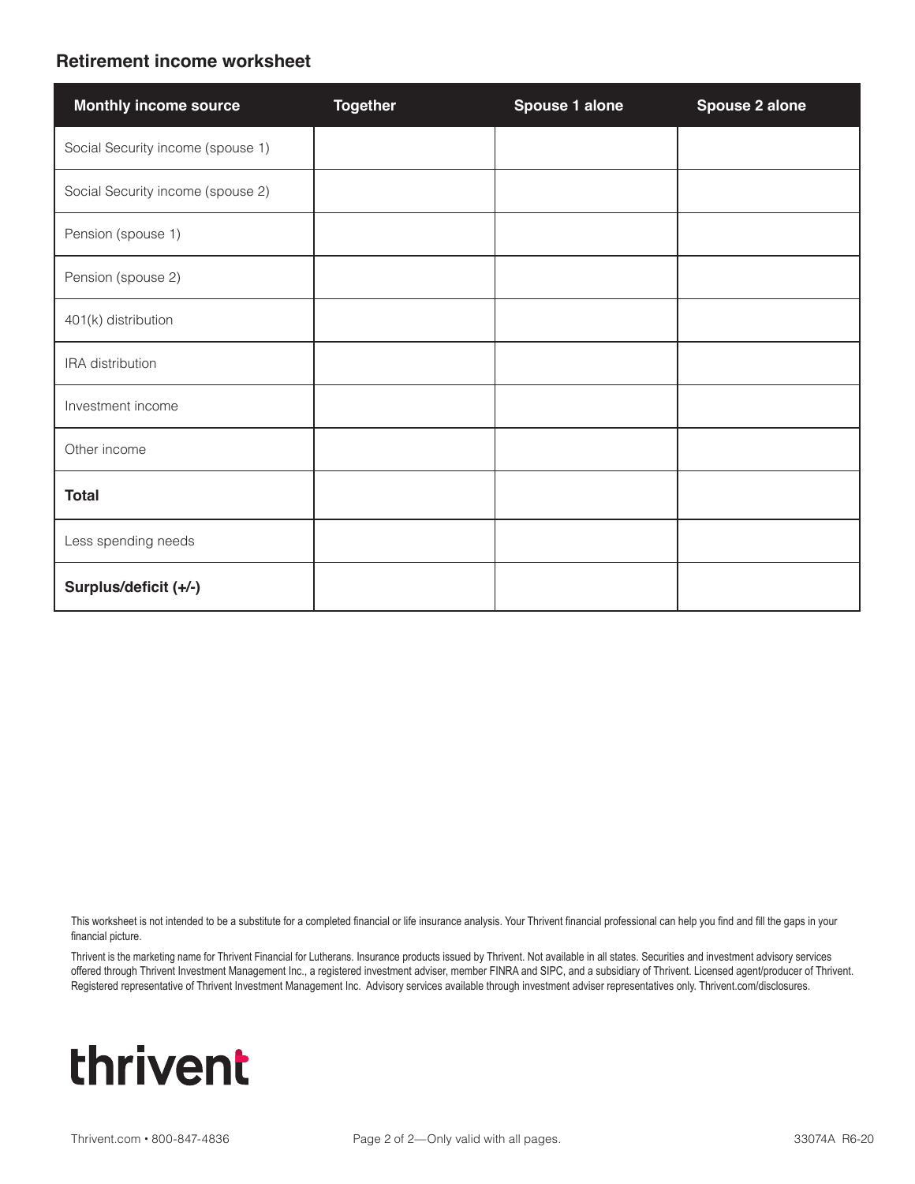## Retirement income worksheet

| Monthly income source | Together | Spouse 1 alone | Spouse 2 alone |
|---|---|---|---|
| Social Security income (spouse 1) | | | |
| Social Security income (spouse 2) | | | |
| Pension (spouse 1) | | | |
| Pension (spouse 2) | | | |
| 401(k) distribution | | | |
| IRA distribution | | | |
| Investment income | | | |
| Other income | | | |
| **Total** | | | |
| Less spending needs | | | |
| **Surplus/deficit (+/-)** | | | |

This worksheet is not intended to be a substitute for a completed financial or life insurance analysis. Your Thrivent financial professional can help you find and fill the gaps in your financial picture.

Thrivent is the marketing name for Thrivent Financial for Lutherans. Insurance products issued by Thrivent. Not available in all states. Securities and investment advisory services offered through Thrivent Investment Management Inc., a registered investment adviser, member FINRA and SIPC, and a subsidiary of Thrivent. Licensed agent/producer of Thrivent. Registered representative of Thrivent Investment Management Inc. Advisory services available through investment adviser representatives only. Thrivent.com/disclosures.

thrivent

Thrivent.com • 800-847-4836

Only valid with all pages.

33074A R6-20